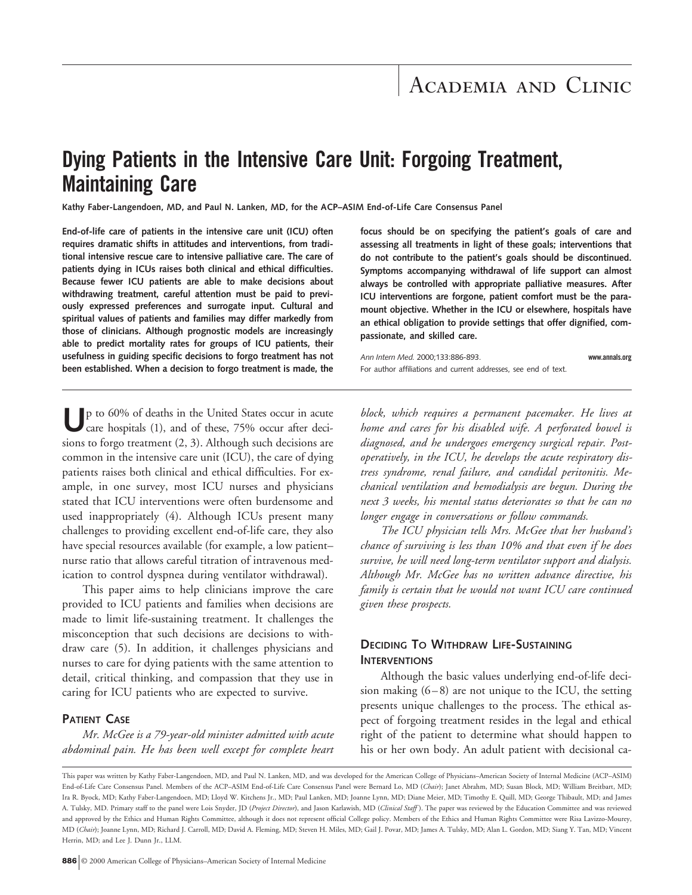Academia and Clinic

# Dying Patients in the Intensive Care Unit: Forgoing Treatment, Maintaining Care

**Kathy Faber-Langendoen, MD, and Paul N. Lanken, MD, for the ACP–ASIM End-of-Life Care Consensus Panel**

**End-of-life care of patients in the intensive care unit (ICU) often requires dramatic shifts in attitudes and interventions, from traditional intensive rescue care to intensive palliative care. The care of patients dying in ICUs raises both clinical and ethical difficulties. Because fewer ICU patients are able to make decisions about withdrawing treatment, careful attention must be paid to previously expressed preferences and surrogate input. Cultural and spiritual values of patients and families may differ markedly from those of clinicians. Although prognostic models are increasingly able to predict mortality rates for groups of ICU patients, their usefulness in guiding specific decisions to forgo treatment has not been established. When a decision to forgo treatment is made, the focus should be on specifying the patient's goals of care and assessing all treatments in light of these goals; interventions that do not contribute to the patient's goals should be discontinued. Symptoms accompanying withdrawal of life support can almost always be controlled with appropriate palliative measures. After ICU interventions are forgone, patient comfort must be the paramount objective. Whether in the ICU or elsewhere, hospitals have an ethical obligation to provide settings that offer dignified, compassionate, and skilled care.**

*Ann Intern Med.* 2000;133:886-893. **www.annals.org**
For author affiliations and current addresses, see end of text.

Up to 60% of deaths in the United States occur in acute care hospitals (1), and of these, 75% occur after decisions to forgo treatment (2, 3). Although such decisions are common in the intensive care unit (ICU), the care of dying patients raises both clinical and ethical difficulties. For example, in one survey, most ICU nurses and physicians stated that ICU interventions were often burdensome and used inappropriately (4). Although ICUs present many challenges to providing excellent end-of-life care, they also have special resources available (for example, a low patient–nurse ratio that allows careful titration of intravenous medication to control dyspnea during ventilator withdrawal).

This paper aims to help clinicians improve the care provided to ICU patients and families when decisions are made to limit life-sustaining treatment. It challenges the misconception that such decisions are decisions to withdraw care (5). In addition, it challenges physicians and nurses to care for dying patients with the same attention to detail, critical thinking, and compassion that they use in caring for ICU patients who are expected to survive.

## Patient Case

*Mr. McGee is a 79-year-old minister admitted with acute abdominal pain. He has been well except for complete heart block, which requires a permanent pacemaker. He lives at home and cares for his disabled wife. A perforated bowel is diagnosed, and he undergoes emergency surgical repair. Postoperatively, in the ICU, he develops the acute respiratory distress syndrome, renal failure, and candidal peritonitis. Mechanical ventilation and hemodialysis are begun. During the next 3 weeks, his mental status deteriorates so that he can no longer engage in conversations or follow commands.*

*The ICU physician tells Mrs. McGee that her husband's chance of surviving is less than 10% and that even if he does survive, he will need long-term ventilator support and dialysis. Although Mr. McGee has no written advance directive, his family is certain that he would not want ICU care continued given these prospects.*

## Deciding To Withdraw Life-Sustaining Interventions

Although the basic values underlying end-of-life decision making (6–8) are not unique to the ICU, the setting presents unique challenges to the process. The ethical aspect of forgoing treatment resides in the legal and ethical right of the patient to determine what should happen to his or her own body. An adult patient with decisional ca-

This paper was written by Kathy Faber-Langendoen, MD, and Paul N. Lanken, MD, and was developed for the American College of Physicians–American Society of Internal Medicine (ACP–ASIM) End-of-Life Care Consensus Panel. Members of the ACP–ASIM End-of-Life Care Consensus Panel were Bernard Lo, MD (*Chair*); Janet Abrahm, MD; Susan Block, MD; William Breitbart, MD; Ira R. Byock, MD; Kathy Faber-Langendoen, MD; Lloyd W. Kitchens Jr., MD; Paul Lanken, MD; Joanne Lynn, MD; Diane Meier, MD; Timothy E. Quill, MD; George Thibault, MD; and James A. Tulsky, MD. Primary staff to the panel were Lois Snyder, JD (*Project Director*), and Jason Karlawish, MD (*Clinical Staff*). The paper was reviewed by the Education Committee and was reviewed and approved by the Ethics and Human Rights Committee, although it does not represent official College policy. Members of the Ethics and Human Rights Committee were Risa Lavizzo-Mourey, MD (*Chair*); Joanne Lynn, MD; Richard J. Carroll, MD; David A. Fleming, MD; Steven H. Miles, MD; Gail J. Povar, MD; James A. Tulsky, MD; Alan L. Gordon, MD; Siang Y. Tan, MD; Vincent Herrin, MD; and Lee J. Dunn Jr., LLM.

© 2000 American College of Physicians–American Society of Internal Medicine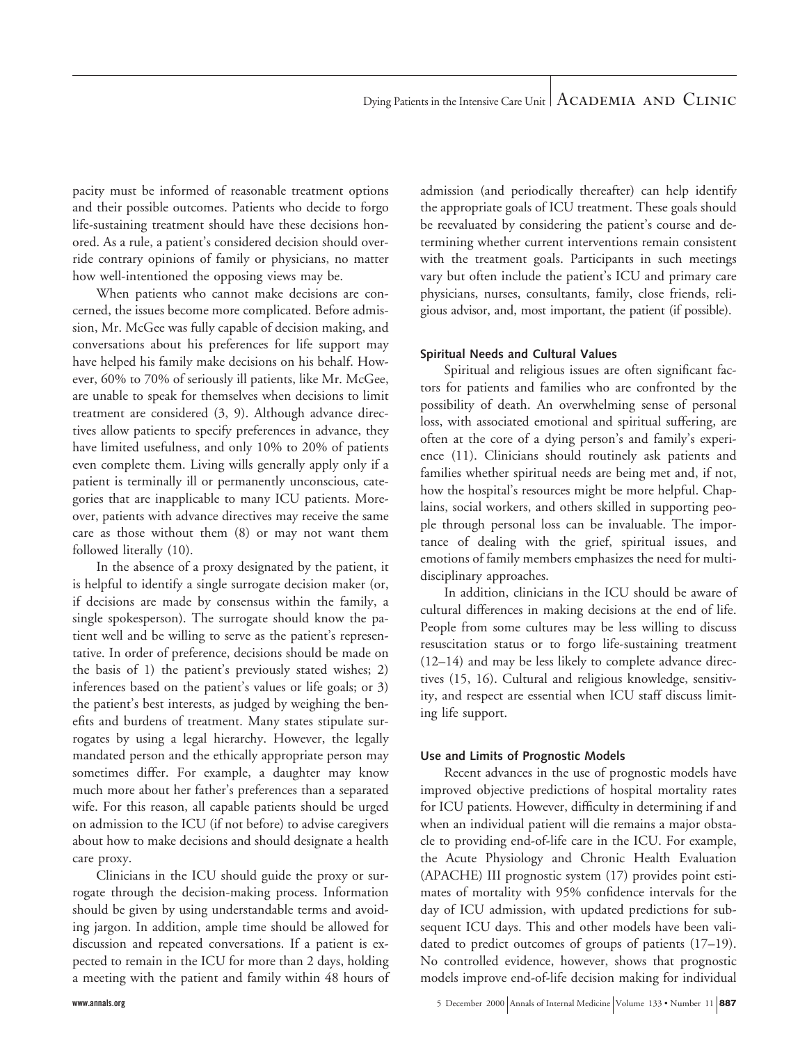pacity must be informed of reasonable treatment options and their possible outcomes. Patients who decide to forgo life-sustaining treatment should have these decisions honored. As a rule, a patient's considered decision should override contrary opinions of family or physicians, no matter how well-intentioned the opposing views may be.

When patients who cannot make decisions are concerned, the issues become more complicated. Before admission, Mr. McGee was fully capable of decision making, and conversations about his preferences for life support may have helped his family make decisions on his behalf. However, 60% to 70% of seriously ill patients, like Mr. McGee, are unable to speak for themselves when decisions to limit treatment are considered (3, 9). Although advance directives allow patients to specify preferences in advance, they have limited usefulness, and only 10% to 20% of patients even complete them. Living wills generally apply only if a patient is terminally ill or permanently unconscious, categories that are inapplicable to many ICU patients. Moreover, patients with advance directives may receive the same care as those without them (8) or may not want them followed literally (10).

In the absence of a proxy designated by the patient, it is helpful to identify a single surrogate decision maker (or, if decisions are made by consensus within the family, a single spokesperson). The surrogate should know the patient well and be willing to serve as the patient's representative. In order of preference, decisions should be made on the basis of 1) the patient's previously stated wishes; 2) inferences based on the patient's values or life goals; or 3) the patient's best interests, as judged by weighing the benefits and burdens of treatment. Many states stipulate surrogates by using a legal hierarchy. However, the legally mandated person and the ethically appropriate person may sometimes differ. For example, a daughter may know much more about her father's preferences than a separated wife. For this reason, all capable patients should be urged on admission to the ICU (if not before) to advise caregivers about how to make decisions and should designate a health care proxy.

Clinicians in the ICU should guide the proxy or surrogate through the decision-making process. Information should be given by using understandable terms and avoiding jargon. In addition, ample time should be allowed for discussion and repeated conversations. If a patient is expected to remain in the ICU for more than 2 days, holding a meeting with the patient and family within 48 hours of admission (and periodically thereafter) can help identify the appropriate goals of ICU treatment. These goals should be reevaluated by considering the patient's course and determining whether current interventions remain consistent with the treatment goals. Participants in such meetings vary but often include the patient's ICU and primary care physicians, nurses, consultants, family, close friends, religious advisor, and, most important, the patient (if possible).

### Spiritual Needs and Cultural Values

Spiritual and religious issues are often significant factors for patients and families who are confronted by the possibility of death. An overwhelming sense of personal loss, with associated emotional and spiritual suffering, are often at the core of a dying person's and family's experience (11). Clinicians should routinely ask patients and families whether spiritual needs are being met and, if not, how the hospital's resources might be more helpful. Chaplains, social workers, and others skilled in supporting people through personal loss can be invaluable. The importance of dealing with the grief, spiritual issues, and emotions of family members emphasizes the need for multidisciplinary approaches.

In addition, clinicians in the ICU should be aware of cultural differences in making decisions at the end of life. People from some cultures may be less willing to discuss resuscitation status or to forgo life-sustaining treatment (12–14) and may be less likely to complete advance directives (15, 16). Cultural and religious knowledge, sensitivity, and respect are essential when ICU staff discuss limiting life support.

### Use and Limits of Prognostic Models

Recent advances in the use of prognostic models have improved objective predictions of hospital mortality rates for ICU patients. However, difficulty in determining if and when an individual patient will die remains a major obstacle to providing end-of-life care in the ICU. For example, the Acute Physiology and Chronic Health Evaluation (APACHE) III prognostic system (17) provides point estimates of mortality with 95% confidence intervals for the day of ICU admission, with updated predictions for subsequent ICU days. This and other models have been validated to predict outcomes of groups of patients (17–19). No controlled evidence, however, shows that prognostic models improve end-of-life decision making for individual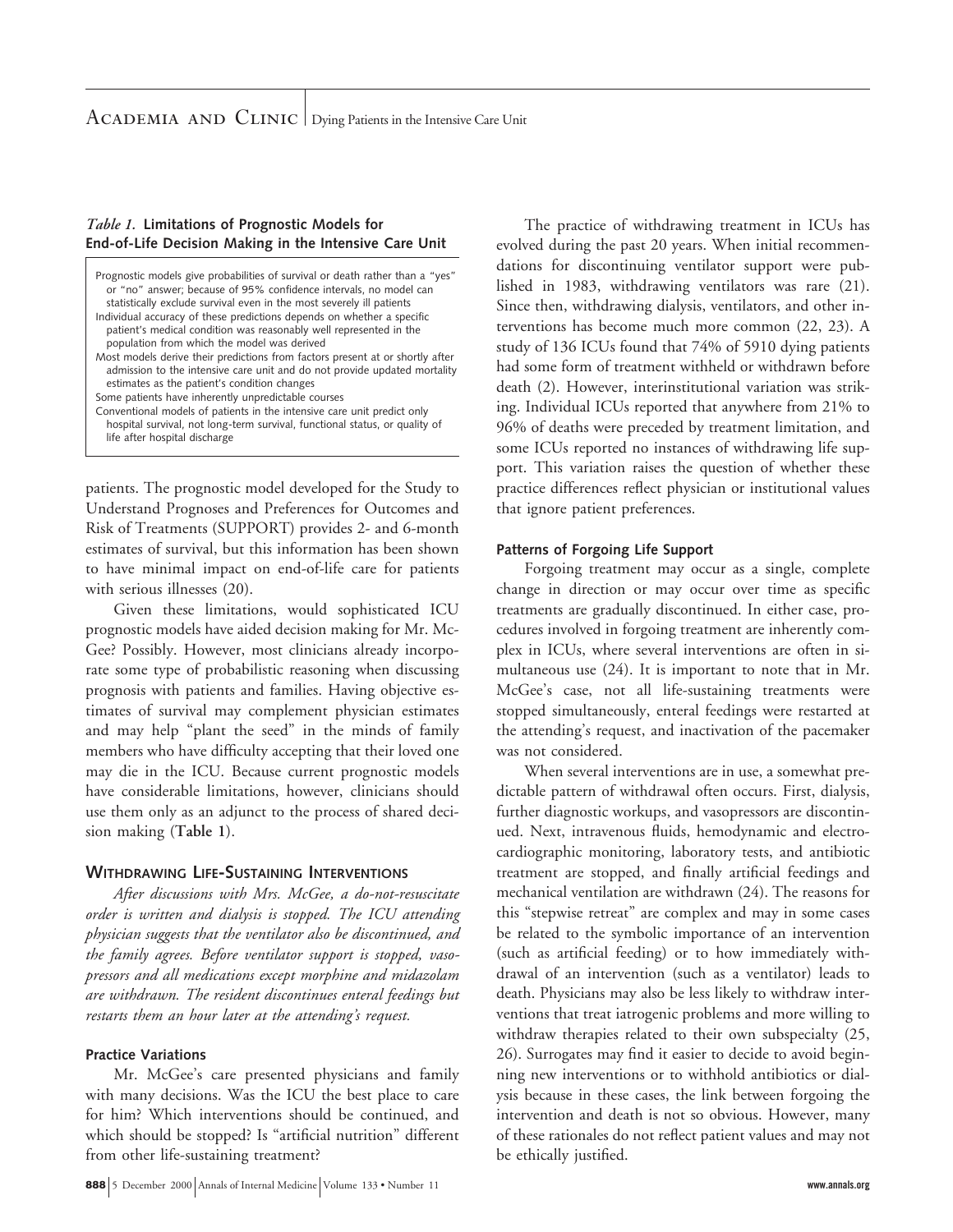*Table 1.* **Limitations of Prognostic Models for End-of-Life Decision Making in the Intensive Care Unit**

| |
|---|
| Prognostic models give probabilities of survival or death rather than a "yes" or "no" answer; because of 95% confidence intervals, no model can statistically exclude survival even in the most severely ill patients |
| Individual accuracy of these predictions depends on whether a specific patient's medical condition was reasonably well represented in the population from which the model was derived |
| Most models derive their predictions from factors present at or shortly after admission to the intensive care unit and do not provide updated mortality estimates as the patient's condition changes |
| Some patients have inherently unpredictable courses |
| Conventional models of patients in the intensive care unit predict only hospital survival, not long-term survival, functional status, or quality of life after hospital discharge |

patients. The prognostic model developed for the Study to Understand Prognoses and Preferences for Outcomes and Risk of Treatments (SUPPORT) provides 2- and 6-month estimates of survival, but this information has been shown to have minimal impact on end-of-life care for patients with serious illnesses (20).

Given these limitations, would sophisticated ICU prognostic models have aided decision making for Mr. McGee? Possibly. However, most clinicians already incorporate some type of probabilistic reasoning when discussing prognosis with patients and families. Having objective estimates of survival may complement physician estimates and may help "plant the seed" in the minds of family members who have difficulty accepting that their loved one may die in the ICU. Because current prognostic models have considerable limitations, however, clinicians should use them only as an adjunct to the process of shared decision making (**Table 1**).

## WITHDRAWING LIFE-SUSTAINING INTERVENTIONS

*After discussions with Mrs. McGee, a do-not-resuscitate order is written and dialysis is stopped. The ICU attending physician suggests that the ventilator also be discontinued, and the family agrees. Before ventilator support is stopped, vasopressors and all medications except morphine and midazolam are withdrawn. The resident discontinues enteral feedings but restarts them an hour later at the attending's request.*

### Practice Variations

Mr. McGee's care presented physicians and family with many decisions. Was the ICU the best place to care for him? Which interventions should be continued, and which should be stopped? Is "artificial nutrition" different from other life-sustaining treatment?

The practice of withdrawing treatment in ICUs has evolved during the past 20 years. When initial recommendations for discontinuing ventilator support were published in 1983, withdrawing ventilators was rare (21). Since then, withdrawing dialysis, ventilators, and other interventions has become much more common (22, 23). A study of 136 ICUs found that 74% of 5910 dying patients had some form of treatment withheld or withdrawn before death (2). However, interinstitutional variation was striking. Individual ICUs reported that anywhere from 21% to 96% of deaths were preceded by treatment limitation, and some ICUs reported no instances of withdrawing life support. This variation raises the question of whether these practice differences reflect physician or institutional values that ignore patient preferences.

### Patterns of Forgoing Life Support

Forgoing treatment may occur as a single, complete change in direction or may occur over time as specific treatments are gradually discontinued. In either case, procedures involved in forgoing treatment are inherently complex in ICUs, where several interventions are often in simultaneous use (24). It is important to note that in Mr. McGee's case, not all life-sustaining treatments were stopped simultaneously, enteral feedings were restarted at the attending's request, and inactivation of the pacemaker was not considered.

When several interventions are in use, a somewhat predictable pattern of withdrawal often occurs. First, dialysis, further diagnostic workups, and vasopressors are discontinued. Next, intravenous fluids, hemodynamic and electrocardiographic monitoring, laboratory tests, and antibiotic treatment are stopped, and finally artificial feedings and mechanical ventilation are withdrawn (24). The reasons for this "stepwise retreat" are complex and may in some cases be related to the symbolic importance of an intervention (such as artificial feeding) or to how immediately withdrawal of an intervention (such as a ventilator) leads to death. Physicians may also be less likely to withdraw interventions that treat iatrogenic problems and more willing to withdraw therapies related to their own subspecialty (25, 26). Surrogates may find it easier to decide to avoid beginning new interventions or to withhold antibiotics or dialysis because in these cases, the link between forgoing the intervention and death is not so obvious. However, many of these rationales do not reflect patient values and may not be ethically justified.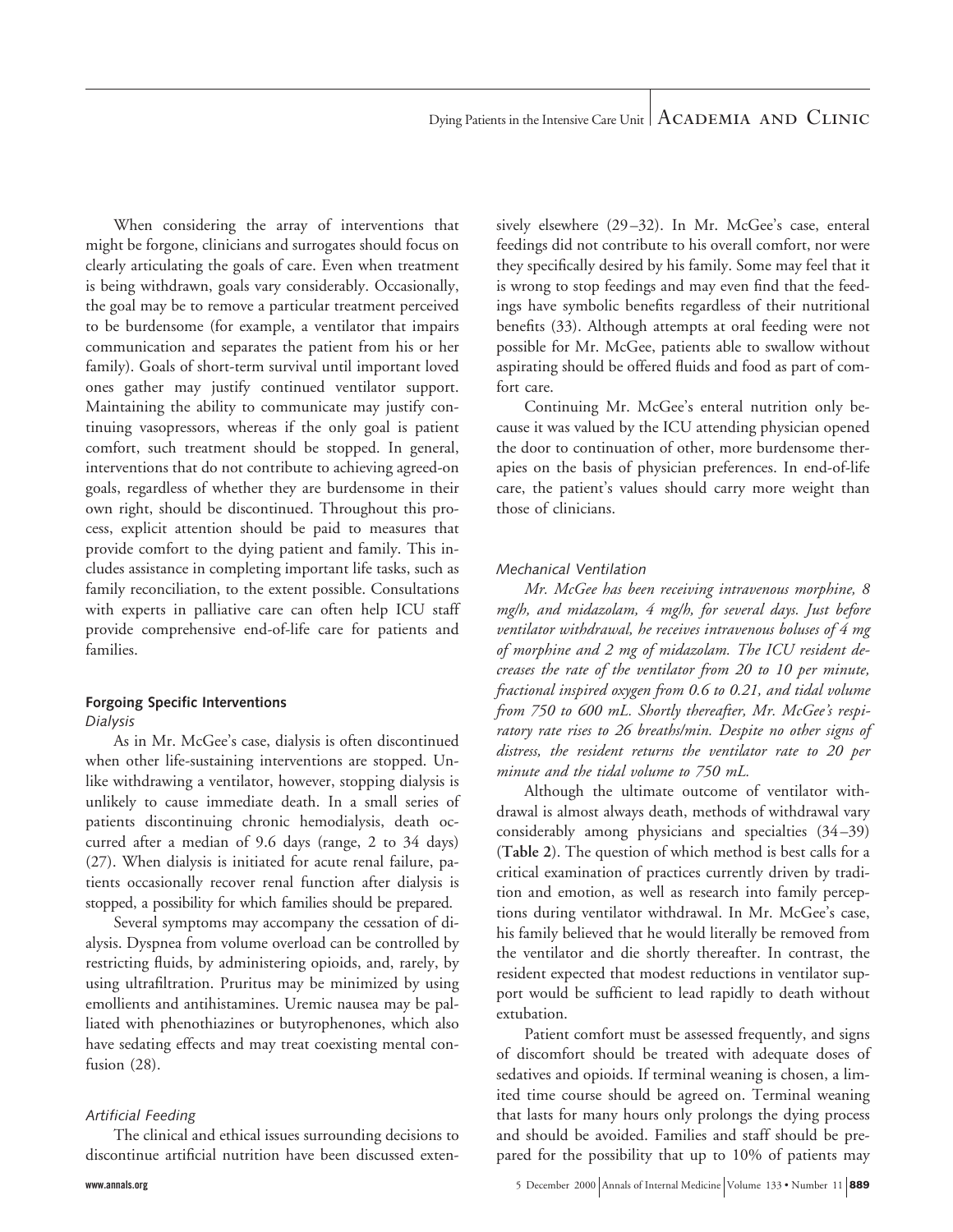When considering the array of interventions that might be forgone, clinicians and surrogates should focus on clearly articulating the goals of care. Even when treatment is being withdrawn, goals vary considerably. Occasionally, the goal may be to remove a particular treatment perceived to be burdensome (for example, a ventilator that impairs communication and separates the patient from his or her family). Goals of short-term survival until important loved ones gather may justify continued ventilator support. Maintaining the ability to communicate may justify continuing vasopressors, whereas if the only goal is patient comfort, such treatment should be stopped. In general, interventions that do not contribute to achieving agreed-on goals, regardless of whether they are burdensome in their own right, should be discontinued. Throughout this process, explicit attention should be paid to measures that provide comfort to the dying patient and family. This includes assistance in completing important life tasks, such as family reconciliation, to the extent possible. Consultations with experts in palliative care can often help ICU staff provide comprehensive end-of-life care for patients and families.

### Forgoing Specific Interventions

#### *Dialysis*

As in Mr. McGee's case, dialysis is often discontinued when other life-sustaining interventions are stopped. Unlike withdrawing a ventilator, however, stopping dialysis is unlikely to cause immediate death. In a small series of patients discontinuing chronic hemodialysis, death occurred after a median of 9.6 days (range, 2 to 34 days) (27). When dialysis is initiated for acute renal failure, patients occasionally recover renal function after dialysis is stopped, a possibility for which families should be prepared.

Several symptoms may accompany the cessation of dialysis. Dyspnea from volume overload can be controlled by restricting fluids, by administering opioids, and, rarely, by using ultrafiltration. Pruritus may be minimized by using emollients and antihistamines. Uremic nausea may be palliated with phenothiazines or butyrophenones, which also have sedating effects and may treat coexisting mental confusion (28).

#### *Artificial Feeding*

The clinical and ethical issues surrounding decisions to discontinue artificial nutrition have been discussed extensively elsewhere (29–32). In Mr. McGee's case, enteral feedings did not contribute to his overall comfort, nor were they specifically desired by his family. Some may feel that it is wrong to stop feedings and may even find that the feedings have symbolic benefits regardless of their nutritional benefits (33). Although attempts at oral feeding were not possible for Mr. McGee, patients able to swallow without aspirating should be offered fluids and food as part of comfort care.

Continuing Mr. McGee's enteral nutrition only because it was valued by the ICU attending physician opened the door to continuation of other, more burdensome therapies on the basis of physician preferences. In end-of-life care, the patient's values should carry more weight than those of clinicians.

#### *Mechanical Ventilation*

*Mr. McGee has been receiving intravenous morphine, 8 mg/h, and midazolam, 4 mg/h, for several days. Just before ventilator withdrawal, he receives intravenous boluses of 4 mg of morphine and 2 mg of midazolam. The ICU resident decreases the rate of the ventilator from 20 to 10 per minute, fractional inspired oxygen from 0.6 to 0.21, and tidal volume from 750 to 600 mL. Shortly thereafter, Mr. McGee's respiratory rate rises to 26 breaths/min. Despite no other signs of distress, the resident returns the ventilator rate to 20 per minute and the tidal volume to 750 mL.*

Although the ultimate outcome of ventilator withdrawal is almost always death, methods of withdrawal vary considerably among physicians and specialties (34–39) (**Table 2**). The question of which method is best calls for a critical examination of practices currently driven by tradition and emotion, as well as research into family perceptions during ventilator withdrawal. In Mr. McGee's case, his family believed that he would literally be removed from the ventilator and die shortly thereafter. In contrast, the resident expected that modest reductions in ventilator support would be sufficient to lead rapidly to death without extubation.

Patient comfort must be assessed frequently, and signs of discomfort should be treated with adequate doses of sedatives and opioids. If terminal weaning is chosen, a limited time course should be agreed on. Terminal weaning that lasts for many hours only prolongs the dying process and should be avoided. Families and staff should be prepared for the possibility that up to 10% of patients may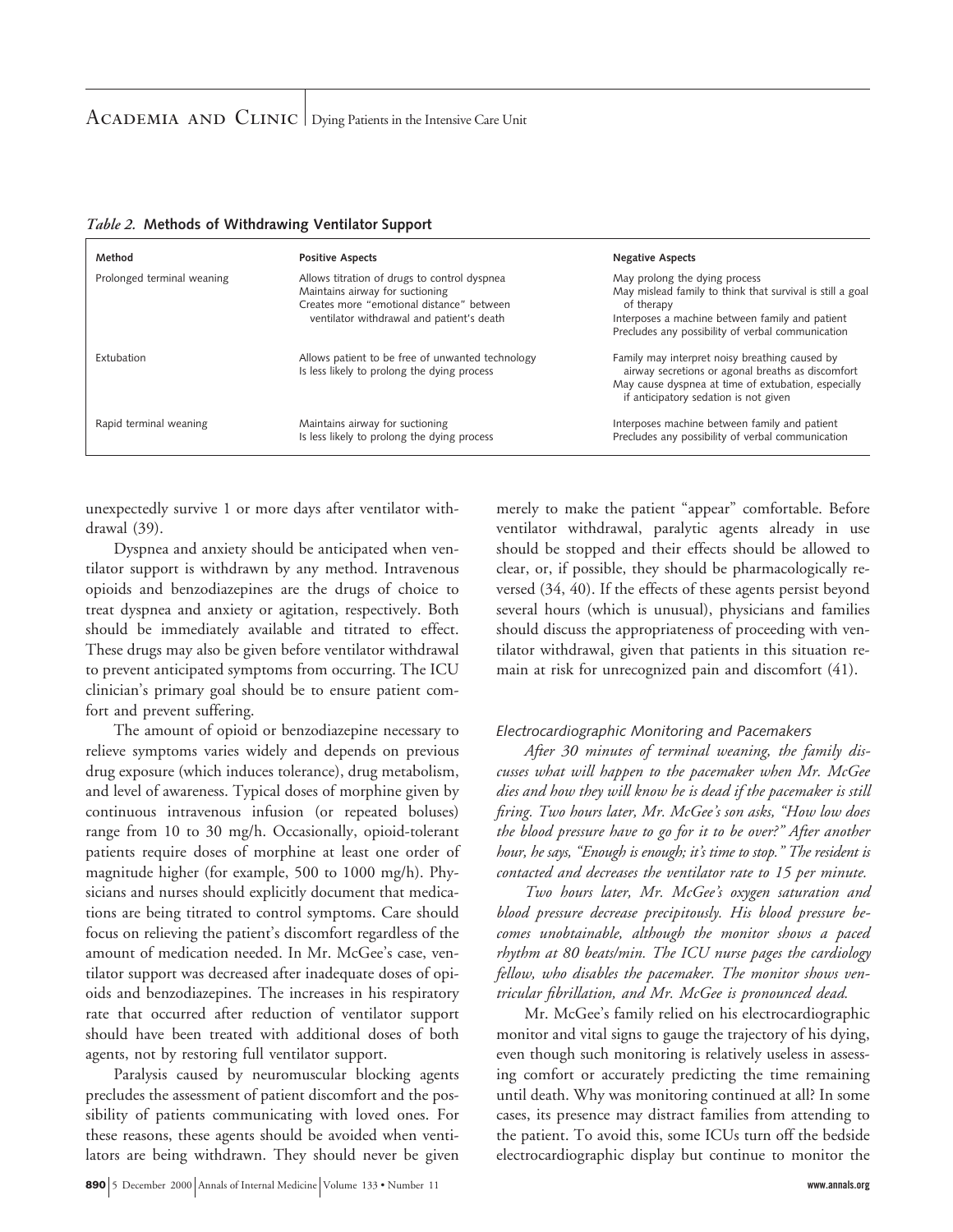*Table 2.* **Methods of Withdrawing Ventilator Support**

| Method | Positive Aspects | Negative Aspects |
|---|---|---|
| Prolonged terminal weaning | Allows titration of drugs to control dyspnea<br>Maintains airway for suctioning<br>Creates more "emotional distance" between ventilator withdrawal and patient's death | May prolong the dying process<br>May mislead family to think that survival is still a goal of therapy<br>Interposes a machine between family and patient<br>Precludes any possibility of verbal communication |
| Extubation | Allows patient to be free of unwanted technology<br>Is less likely to prolong the dying process | Family may interpret noisy breathing caused by airway secretions or agonal breaths as discomfort<br>May cause dyspnea at time of extubation, especially if anticipatory sedation is not given |
| Rapid terminal weaning | Maintains airway for suctioning<br>Is less likely to prolong the dying process | Interposes machine between family and patient<br>Precludes any possibility of verbal communication |

unexpectedly survive 1 or more days after ventilator withdrawal (39).

Dyspnea and anxiety should be anticipated when ventilator support is withdrawn by any method. Intravenous opioids and benzodiazepines are the drugs of choice to treat dyspnea and anxiety or agitation, respectively. Both should be immediately available and titrated to effect. These drugs may also be given before ventilator withdrawal to prevent anticipated symptoms from occurring. The ICU clinician's primary goal should be to ensure patient comfort and prevent suffering.

The amount of opioid or benzodiazepine necessary to relieve symptoms varies widely and depends on previous drug exposure (which induces tolerance), drug metabolism, and level of awareness. Typical doses of morphine given by continuous intravenous infusion (or repeated boluses) range from 10 to 30 mg/h. Occasionally, opioid-tolerant patients require doses of morphine at least one order of magnitude higher (for example, 500 to 1000 mg/h). Physicians and nurses should explicitly document that medications are being titrated to control symptoms. Care should focus on relieving the patient's discomfort regardless of the amount of medication needed. In Mr. McGee's case, ventilator support was decreased after inadequate doses of opioids and benzodiazepines. The increases in his respiratory rate that occurred after reduction of ventilator support should have been treated with additional doses of both agents, not by restoring full ventilator support.

Paralysis caused by neuromuscular blocking agents precludes the assessment of patient discomfort and the possibility of patients communicating with loved ones. For these reasons, these agents should be avoided when ventilators are being withdrawn. They should never be given merely to make the patient "appear" comfortable. Before ventilator withdrawal, paralytic agents already in use should be stopped and their effects should be allowed to clear, or, if possible, they should be pharmacologically reversed (34, 40). If the effects of these agents persist beyond several hours (which is unusual), physicians and families should discuss the appropriateness of proceeding with ventilator withdrawal, given that patients in this situation remain at risk for unrecognized pain and discomfort (41).

### *Electrocardiographic Monitoring and Pacemakers*

*After 30 minutes of terminal weaning, the family discusses what will happen to the pacemaker when Mr. McGee dies and how they will know he is dead if the pacemaker is still firing. Two hours later, Mr. McGee's son asks, "How low does the blood pressure have to go for it to be over?" After another hour, he says, "Enough is enough; it's time to stop." The resident is contacted and decreases the ventilator rate to 15 per minute.*

*Two hours later, Mr. McGee's oxygen saturation and blood pressure decrease precipitously. His blood pressure becomes unobtainable, although the monitor shows a paced rhythm at 80 beats/min. The ICU nurse pages the cardiology fellow, who disables the pacemaker. The monitor shows ventricular fibrillation, and Mr. McGee is pronounced dead.*

Mr. McGee's family relied on his electrocardiographic monitor and vital signs to gauge the trajectory of his dying, even though such monitoring is relatively useless in assessing comfort or accurately predicting the time remaining until death. Why was monitoring continued at all? In some cases, its presence may distract families from attending to the patient. To avoid this, some ICUs turn off the bedside electrocardiographic display but continue to monitor the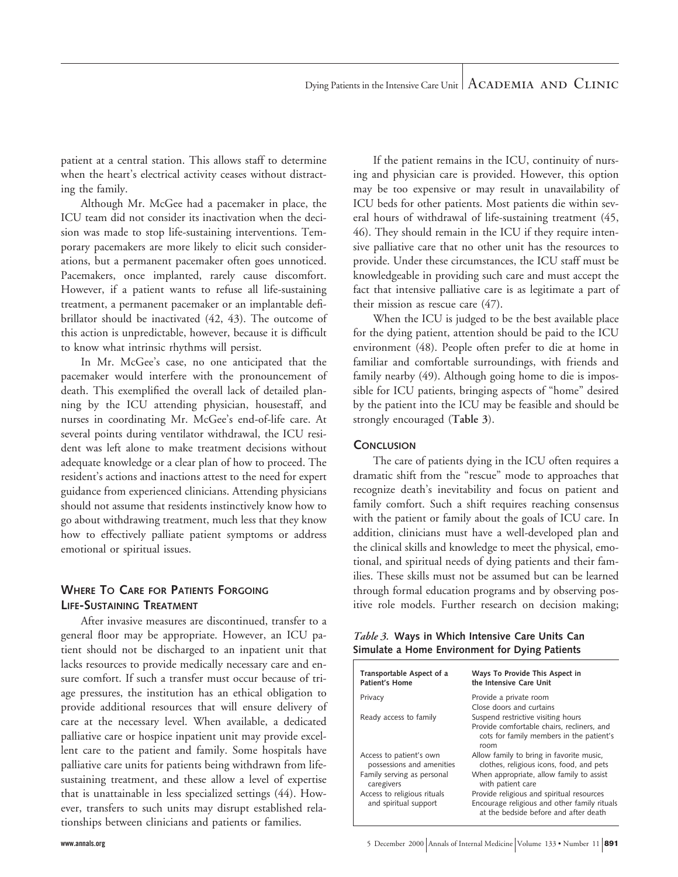patient at a central station. This allows staff to determine when the heart's electrical activity ceases without distracting the family.

Although Mr. McGee had a pacemaker in place, the ICU team did not consider its inactivation when the decision was made to stop life-sustaining interventions. Temporary pacemakers are more likely to elicit such considerations, but a permanent pacemaker often goes unnoticed. Pacemakers, once implanted, rarely cause discomfort. However, if a patient wants to refuse all life-sustaining treatment, a permanent pacemaker or an implantable defibrillator should be inactivated (42, 43). The outcome of this action is unpredictable, however, because it is difficult to know what intrinsic rhythms will persist.

In Mr. McGee's case, no one anticipated that the pacemaker would interfere with the pronouncement of death. This exemplified the overall lack of detailed planning by the ICU attending physician, housestaff, and nurses in coordinating Mr. McGee's end-of-life care. At several points during ventilator withdrawal, the ICU resident was left alone to make treatment decisions without adequate knowledge or a clear plan of how to proceed. The resident's actions and inactions attest to the need for expert guidance from experienced clinicians. Attending physicians should not assume that residents instinctively know how to go about withdrawing treatment, much less that they know how to effectively palliate patient symptoms or address emotional or spiritual issues.

## Where To Care for Patients Forgoing Life-Sustaining Treatment

After invasive measures are discontinued, transfer to a general floor may be appropriate. However, an ICU patient should not be discharged to an inpatient unit that lacks resources to provide medically necessary care and ensure comfort. If such a transfer must occur because of triage pressures, the institution has an ethical obligation to provide additional resources that will ensure delivery of care at the necessary level. When available, a dedicated palliative care or hospice inpatient unit may provide excellent care to the patient and family. Some hospitals have palliative care units for patients being withdrawn from life-sustaining treatment, and these allow a level of expertise that is unattainable in less specialized settings (44). However, transfers to such units may disrupt established relationships between clinicians and patients or families.

If the patient remains in the ICU, continuity of nursing and physician care is provided. However, this option may be too expensive or may result in unavailability of ICU beds for other patients. Most patients die within several hours of withdrawal of life-sustaining treatment (45, 46). They should remain in the ICU if they require intensive palliative care that no other unit has the resources to provide. Under these circumstances, the ICU staff must be knowledgeable in providing such care and must accept the fact that intensive palliative care is as legitimate a part of their mission as rescue care (47).

When the ICU is judged to be the best available place for the dying patient, attention should be paid to the ICU environment (48). People often prefer to die at home in familiar and comfortable surroundings, with friends and family nearby (49). Although going home to die is impossible for ICU patients, bringing aspects of "home" desired by the patient into the ICU may be feasible and should be strongly encouraged (**Table 3**).

## Conclusion

The care of patients dying in the ICU often requires a dramatic shift from the "rescue" mode to approaches that recognize death's inevitability and focus on patient and family comfort. Such a shift requires reaching consensus with the patient or family about the goals of ICU care. In addition, clinicians must have a well-developed plan and the clinical skills and knowledge to meet the physical, emotional, and spiritual needs of dying patients and their families. These skills must not be assumed but can be learned through formal education programs and by observing positive role models. Further research on decision making;

*Table 3.* **Ways in Which Intensive Care Units Can Simulate a Home Environment for Dying Patients**

| Transportable Aspect of a Patient's Home | Ways To Provide This Aspect in the Intensive Care Unit |
|---|---|
| Privacy | Provide a private room<br>Close doors and curtains |
| Ready access to family | Suspend restrictive visiting hours<br>Provide comfortable chairs, recliners, and cots for family members in the patient's room |
| Access to patient's own possessions and amenities | Allow family to bring in favorite music, clothes, religious icons, food, and pets |
| Family serving as personal caregivers | When appropriate, allow family to assist with patient care |
| Access to religious rituals and spiritual support | Provide religious and spiritual resources<br>Encourage religious and other family rituals at the bedside before and after death |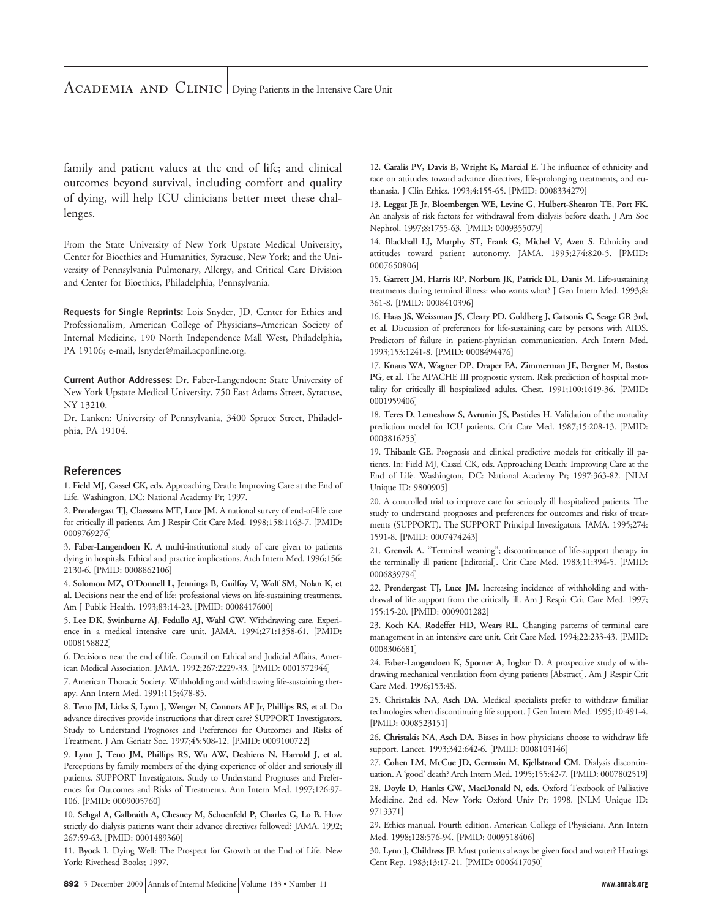family and patient values at the end of life; and clinical outcomes beyond survival, including comfort and quality of dying, will help ICU clinicians better meet these challenges.

From the State University of New York Upstate Medical University, Center for Bioethics and Humanities, Syracuse, New York; and the University of Pennsylvania Pulmonary, Allergy, and Critical Care Division and Center for Bioethics, Philadelphia, Pennsylvania.

**Requests for Single Reprints:** Lois Snyder, JD, Center for Ethics and Professionalism, American College of Physicians–American Society of Internal Medicine, 190 North Independence Mall West, Philadelphia, PA 19106; e-mail, lsnyder@mail.acponline.org.

**Current Author Addresses:** Dr. Faber-Langendoen: State University of New York Upstate Medical University, 750 East Adams Street, Syracuse, NY 13210.

Dr. Lanken: University of Pennsylvania, 3400 Spruce Street, Philadelphia, PA 19104.

## References

1. **Field MJ, Cassel CK, eds.** Approaching Death: Improving Care at the End of Life. Washington, DC: National Academy Pr; 1997.

2. **Prendergast TJ, Claessens MT, Luce JM.** A national survey of end-of-life care for critically ill patients. Am J Respir Crit Care Med. 1998;158:1163-7. [PMID: 0009769276]

3. **Faber-Langendoen K.** A multi-institutional study of care given to patients dying in hospitals. Ethical and practice implications. Arch Intern Med. 1996;156: 2130-6. [PMID: 0008862106]

4. **Solomon MZ, O'Donnell L, Jennings B, Guilfoy V, Wolf SM, Nolan K, et al.** Decisions near the end of life: professional views on life-sustaining treatments. Am J Public Health. 1993;83:14-23. [PMID: 0008417600]

5. **Lee DK, Swinburne AJ, Fedullo AJ, Wahl GW.** Withdrawing care. Experience in a medical intensive care unit. JAMA. 1994;271:1358-61. [PMID: 0008158822]

6. Decisions near the end of life. Council on Ethical and Judicial Affairs, American Medical Association. JAMA. 1992;267:2229-33. [PMID: 0001372944]

7. American Thoracic Society. Withholding and withdrawing life-sustaining therapy. Ann Intern Med. 1991;115;478-85.

8. **Teno JM, Licks S, Lynn J, Wenger N, Connors AF Jr, Phillips RS, et al.** Do advance directives provide instructions that direct care? SUPPORT Investigators. Study to Understand Prognoses and Preferences for Outcomes and Risks of Treatment. J Am Geriatr Soc. 1997;45:508-12. [PMID: 0009100722]

9. **Lynn J, Teno JM, Phillips RS, Wu AW, Desbiens N, Harrold J, et al.** Perceptions by family members of the dying experience of older and seriously ill patients. SUPPORT Investigators. Study to Understand Prognoses and Preferences for Outcomes and Risks of Treatments. Ann Intern Med. 1997;126:97-106. [PMID: 0009005760]

10. **Sehgal A, Galbraith A, Chesney M, Schoenfeld P, Charles G, Lo B.** How strictly do dialysis patients want their advance directives followed? JAMA. 1992; 267:59-63. [PMID: 0001489360]

11. **Byock I.** Dying Well: The Prospect for Growth at the End of Life. New York: Riverhead Books; 1997.

12. **Caralis PV, Davis B, Wright K, Marcial E.** The influence of ethnicity and race on attitudes toward advance directives, life-prolonging treatments, and euthanasia. J Clin Ethics. 1993;4:155-65. [PMID: 0008334279]

13. **Leggat JE Jr, Bloembergen WE, Levine G, Hulbert-Shearon TE, Port FK.** An analysis of risk factors for withdrawal from dialysis before death. J Am Soc Nephrol. 1997;8:1755-63. [PMID: 0009355079]

14. **Blackhall LJ, Murphy ST, Frank G, Michel V, Azen S.** Ethnicity and attitudes toward patient autonomy. JAMA. 1995;274:820-5. [PMID: 0007650806]

15. **Garrett JM, Harris RP, Norburn JK, Patrick DL, Danis M.** Life-sustaining treatments during terminal illness: who wants what? J Gen Intern Med. 1993;8: 361-8. [PMID: 0008410396]

16. **Haas JS, Weissman JS, Cleary PD, Goldberg J, Gatsonis C, Seage GR 3rd, et al.** Discussion of preferences for life-sustaining care by persons with AIDS. Predictors of failure in patient-physician communication. Arch Intern Med. 1993;153:1241-8. [PMID: 0008494476]

17. **Knaus WA, Wagner DP, Draper EA, Zimmerman JE, Bergner M, Bastos PG, et al.** The APACHE III prognostic system. Risk prediction of hospital mortality for critically ill hospitalized adults. Chest. 1991;100:1619-36. [PMID: 0001959406]

18. **Teres D, Lemeshow S, Avrunin JS, Pastides H.** Validation of the mortality prediction model for ICU patients. Crit Care Med. 1987;15:208-13. [PMID: 0003816253]

19. **Thibault GE.** Prognosis and clinical predictive models for critically ill patients. In: Field MJ, Cassel CK, eds. Approaching Death: Improving Care at the End of Life. Washington, DC: National Academy Pr; 1997:363-82. [NLM Unique ID: 9800905]

20. A controlled trial to improve care for seriously ill hospitalized patients. The study to understand prognoses and preferences for outcomes and risks of treatments (SUPPORT). The SUPPORT Principal Investigators. JAMA. 1995;274: 1591-8. [PMID: 0007474243]

21. **Grenvik A.** "Terminal weaning"; discontinuance of life-support therapy in the terminally ill patient [Editorial]. Crit Care Med. 1983;11:394-5. [PMID: 0006839794]

22. **Prendergast TJ, Luce JM.** Increasing incidence of withholding and withdrawal of life support from the critically ill. Am J Respir Crit Care Med. 1997; 155:15-20. [PMID: 0009001282]

23. **Koch KA, Rodeffer HD, Wears RL.** Changing patterns of terminal care management in an intensive care unit. Crit Care Med. 1994;22:233-43. [PMID: 0008306681]

24. **Faber-Langendoen K, Spomer A, Ingbar D.** A prospective study of withdrawing mechanical ventilation from dying patients [Abstract]. Am J Respir Crit Care Med. 1996;153:4S.

25. **Christakis NA, Asch DA.** Medical specialists prefer to withdraw familiar technologies when discontinuing life support. J Gen Intern Med. 1995;10:491-4. [PMID: 0008523151]

26. **Christakis NA, Asch DA.** Biases in how physicians choose to withdraw life support. Lancet. 1993;342:642-6. [PMID: 0008103146]

27. **Cohen LM, McCue JD, Germain M, Kjellstrand CM.** Dialysis discontinuation. A 'good' death? Arch Intern Med. 1995;155:42-7. [PMID: 0007802519]

28. **Doyle D, Hanks GW, MacDonald N, eds.** Oxford Textbook of Palliative Medicine. 2nd ed. New York: Oxford Univ Pr; 1998. [NLM Unique ID: 9713371]

29. Ethics manual. Fourth edition. American College of Physicians. Ann Intern Med. 1998;128:576-94. [PMID: 0009518406]

30. **Lynn J, Childress JF.** Must patients always be given food and water? Hastings Cent Rep. 1983;13:17-21. [PMID: 0006417050]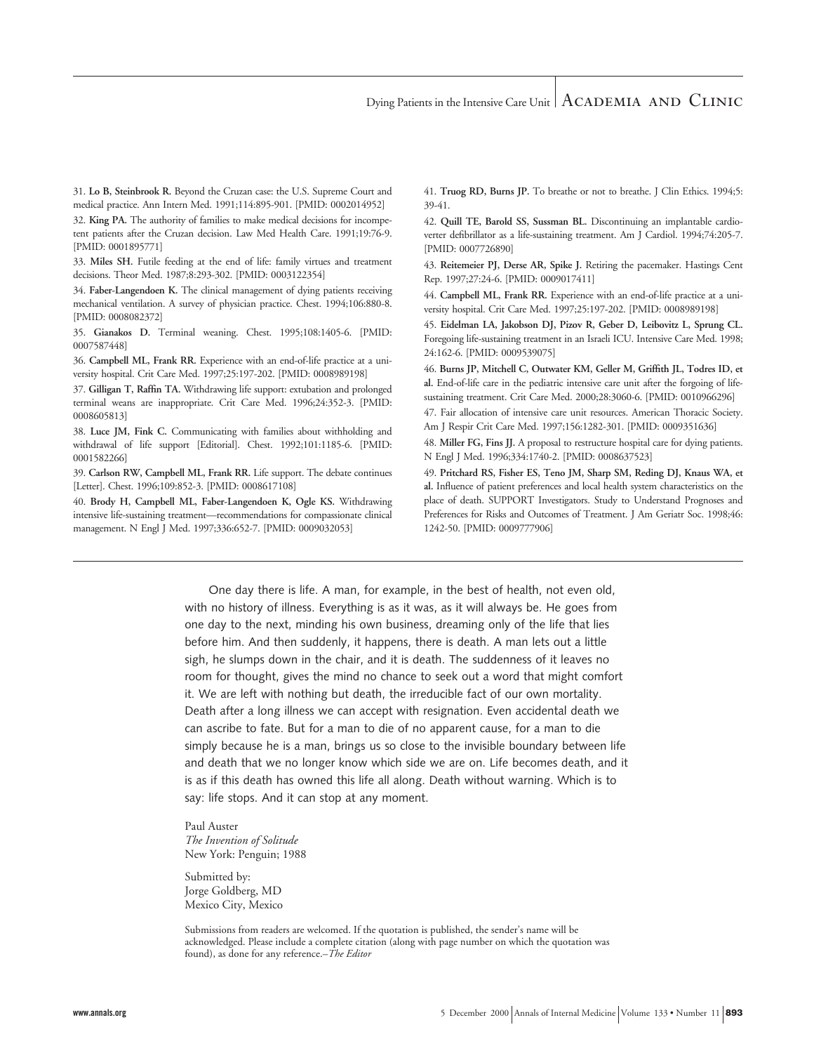31. **Lo B, Steinbrook R.** Beyond the Cruzan case: the U.S. Supreme Court and medical practice. Ann Intern Med. 1991;114:895-901. [PMID: 0002014952]

32. **King PA.** The authority of families to make medical decisions for incompetent patients after the Cruzan decision. Law Med Health Care. 1991;19:76-9. [PMID: 0001895771]

33. **Miles SH.** Futile feeding at the end of life: family virtues and treatment decisions. Theor Med. 1987;8:293-302. [PMID: 0003122354]

34. **Faber-Langendoen K.** The clinical management of dying patients receiving mechanical ventilation. A survey of physician practice. Chest. 1994;106:880-8. [PMID: 0008082372]

35. **Gianakos D.** Terminal weaning. Chest. 1995;108:1405-6. [PMID: 0007587448]

36. **Campbell ML, Frank RR.** Experience with an end-of-life practice at a university hospital. Crit Care Med. 1997;25:197-202. [PMID: 0008989198]

37. **Gilligan T, Raffin TA.** Withdrawing life support: extubation and prolonged terminal weans are inappropriate. Crit Care Med. 1996;24:352-3. [PMID: 0008605813]

38. **Luce JM, Fink C.** Communicating with families about withholding and withdrawal of life support [Editorial]. Chest. 1992;101:1185-6. [PMID: 0001582266]

39. **Carlson RW, Campbell ML, Frank RR.** Life support. The debate continues [Letter]. Chest. 1996;109:852-3. [PMID: 0008617108]

40. **Brody H, Campbell ML, Faber-Langendoen K, Ogle KS.** Withdrawing intensive life-sustaining treatment—recommendations for compassionate clinical management. N Engl J Med. 1997;336:652-7. [PMID: 0009032053]

41. **Truog RD, Burns JP.** To breathe or not to breathe. J Clin Ethics. 1994;5:39-41.

42. **Quill TE, Barold SS, Sussman BL.** Discontinuing an implantable cardioverter defibrillator as a life-sustaining treatment. Am J Cardiol. 1994;74:205-7. [PMID: 0007726890]

43. **Reitemeier PJ, Derse AR, Spike J.** Retiring the pacemaker. Hastings Cent Rep. 1997;27:24-6. [PMID: 0009017411]

44. **Campbell ML, Frank RR.** Experience with an end-of-life practice at a university hospital. Crit Care Med. 1997;25:197-202. [PMID: 0008989198]

45. **Eidelman LA, Jakobson DJ, Pizov R, Geber D, Leibovitz L, Sprung CL.** Foregoing life-sustaining treatment in an Israeli ICU. Intensive Care Med. 1998;24:162-6. [PMID: 0009539075]

46. **Burns JP, Mitchell C, Outwater KM, Geller M, Griffith JL, Todres ID, et al.** End-of-life care in the pediatric intensive care unit after the forgoing of life-sustaining treatment. Crit Care Med. 2000;28:3060-6. [PMID: 0010966296]

47. Fair allocation of intensive care unit resources. American Thoracic Society. Am J Respir Crit Care Med. 1997;156:1282-301. [PMID: 0009351636]

48. **Miller FG, Fins JJ.** A proposal to restructure hospital care for dying patients. N Engl J Med. 1996;334:1740-2. [PMID: 0008637523]

49. **Pritchard RS, Fisher ES, Teno JM, Sharp SM, Reding DJ, Knaus WA, et al.** Influence of patient preferences and local health system characteristics on the place of death. SUPPORT Investigators. Study to Understand Prognoses and Preferences for Risks and Outcomes of Treatment. J Am Geriatr Soc. 1998;46:1242-50. [PMID: 0009777906]

---

One day there is life. A man, for example, in the best of health, not even old, with no history of illness. Everything is as it was, as it will always be. He goes from one day to the next, minding his own business, dreaming only of the life that lies before him. And then suddenly, it happens, there is death. A man lets out a little sigh, he slumps down in the chair, and it is death. The suddenness of it leaves no room for thought, gives the mind no chance to seek out a word that might comfort it. We are left with nothing but death, the irreducible fact of our own mortality. Death after a long illness we can accept with resignation. Even accidental death we can ascribe to fate. But for a man to die of no apparent cause, for a man to die simply because he is a man, brings us so close to the invisible boundary between life and death that we no longer know which side we are on. Life becomes death, and it is as if this death has owned this life all along. Death without warning. Which is to say: life stops. And it can stop at any moment.

Paul Auster
*The Invention of Solitude*
New York: Penguin; 1988

Submitted by:
Jorge Goldberg, MD
Mexico City, Mexico

Submissions from readers are welcomed. If the quotation is published, the sender's name will be acknowledged. Please include a complete citation (along with page number on which the quotation was found), as done for any reference.–*The Editor*